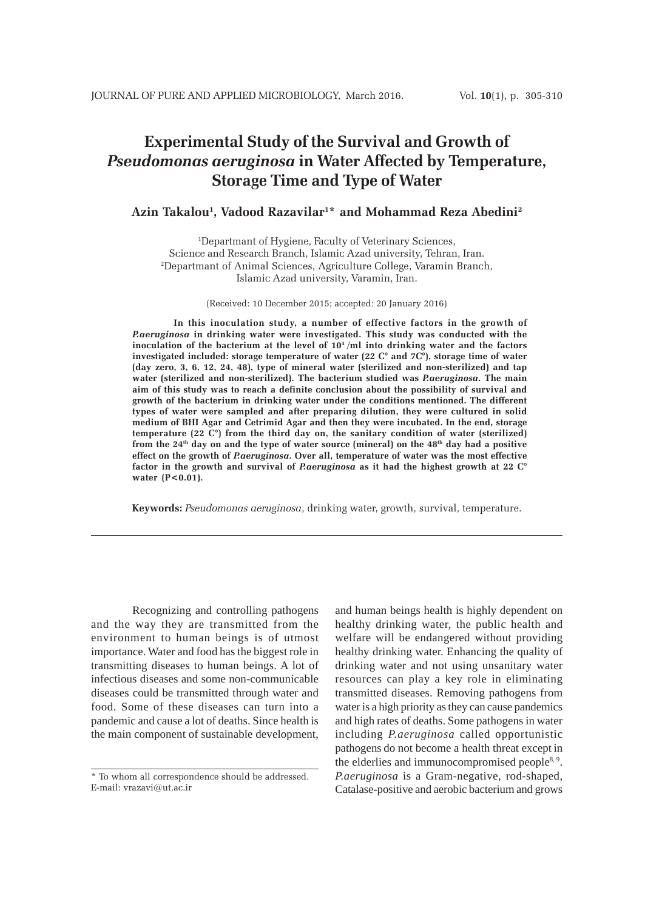# Experimental Study of the Survival and Growth of *Pseudomonas aeruginosa* in Water Affected by Temperature, Storage Time and Type of Water

**Azin Takalou[1], Vadood Razavilar[1]* and Mohammad Reza Abedini[2]**

[1]Departmant of Hygiene, Faculty of Veterinary Sciences, Science and Research Branch, Islamic Azad university, Tehran, Iran.
[2]Departmant of Animal Sciences, Agriculture College, Varamin Branch, Islamic Azad university, Varamin, Iran.

(Received: 10 December 2015; accepted: 20 January 2016)

**In this inoculation study, a number of effective factors in the growth of *P.aeruginosa* in drinking water were investigated. This study was conducted with the inoculation of the bacterium at the level of $10^4$ /ml into drinking water and the factors investigated included: storage temperature of water (22 C° and 7C°), storage time of water (day zero, 3, 6, 12, 24, 48), type of mineral water (sterilized and non-sterilized) and tap water (sterilized and non-sterilized). The bacterium studied was *P.aeruginosa*. The main aim of this study was to reach a definite conclusion about the possibility of survival and growth of the bacterium in drinking water under the conditions mentioned. The different types of water were sampled and after preparing dilution, they were cultured in solid medium of BHI Agar and Cetrimid Agar and then they were incubated. In the end, storage temperature (22 C°) from the third day on, the sanitary condition of water (sterilized) from the 24th day on and the type of water source (mineral) on the 48th day had a positive effect on the growth of *P.aeruginosa*. Over all, temperature of water was the most effective factor in the growth and survival of *P.aeruginosa* as it had the highest growth at 22 C° water ($P<0.01$).**

**Keywords:** *Pseudomonas aeruginosa*, drinking water, growth, survival, temperature.

---

Recognizing and controlling pathogens and the way they are transmitted from the environment to human beings is of utmost importance. Water and food has the biggest role in transmitting diseases to human beings. A lot of infectious diseases and some non-communicable diseases could be transmitted through water and food. Some of these diseases can turn into a pandemic and cause a lot of deaths. Since health is the main component of sustainable development, and human beings health is highly dependent on healthy drinking water, the public health and welfare will be endangered without providing healthy drinking water. Enhancing the quality of drinking water and not using unsanitary water resources can play a key role in eliminating transmitted diseases. Removing pathogens from water is a high priority as they can cause pandemics and high rates of deaths. Some pathogens in water including *P.aeruginosa* called opportunistic pathogens do not become a health threat except in the elderlies and immunocompromised people[8, 9]. *P.aeruginosa* is a Gram-negative, rod-shaped, Catalase-positive and aerobic bacterium and grows

* To whom all correspondence should be addressed.
E-mail: vrazavi@ut.ac.ir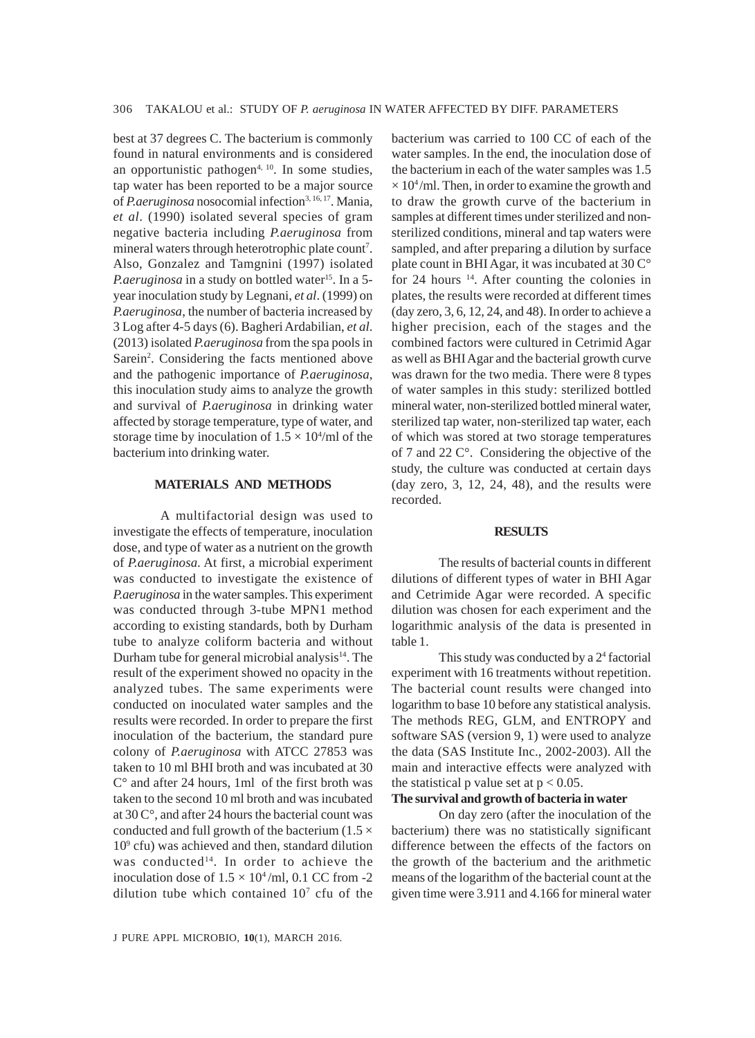best at 37 degrees C. The bacterium is commonly found in natural environments and is considered an opportunistic pathogen[4, 10]. In some studies, tap water has been reported to be a major source of *P.aeruginosa* nosocomial infection[3, 16, 17]. Mania, *et al*. (1990) isolated several species of gram negative bacteria including *P.aeruginosa* from mineral waters through heterotrophic plate count[7]. Also, Gonzalez and Tamgnini (1997) isolated *P.aeruginosa* in a study on bottled water[15]. In a 5-year inoculation study by Legnani, *et al*. (1999) on *P.aeruginosa*, the number of bacteria increased by 3 Log after 4-5 days (6). Bagheri Ardabilian, *et al*. (2013) isolated *P.aeruginosa* from the spa pools in Sarein[2]. Considering the facts mentioned above and the pathogenic importance of *P.aeruginosa*, this inoculation study aims to analyze the growth and survival of *P.aeruginosa* in drinking water affected by storage temperature, type of water, and storage time by inoculation of $1.5 \times 10^4$/ml of the bacterium into drinking water.

## MATERIALS AND METHODS

A multifactorial design was used to investigate the effects of temperature, inoculation dose, and type of water as a nutrient on the growth of *P.aeruginosa*. At first, a microbial experiment was conducted to investigate the existence of *P.aeruginosa* in the water samples. This experiment was conducted through 3-tube MPN1 method according to existing standards, both by Durham tube to analyze coliform bacteria and without Durham tube for general microbial analysis[14]. The result of the experiment showed no opacity in the analyzed tubes. The same experiments were conducted on inoculated water samples and the results were recorded. In order to prepare the first inoculation of the bacterium, the standard pure colony of *P.aeruginosa* with ATCC 27853 was taken to 10 ml BHI broth and was incubated at 30 C° and after 24 hours, 1ml of the first broth was taken to the second 10 ml broth and was incubated at 30 C°, and after 24 hours the bacterial count was conducted and full growth of the bacterium ($1.5 \times 10^9$ cfu) was achieved and then, standard dilution was conducted[14]. In order to achieve the inoculation dose of $1.5 \times 10^4$/ml, 0.1 CC from -2 dilution tube which contained $10^7$ cfu of the bacterium was carried to 100 CC of each of the water samples. In the end, the inoculation dose of the bacterium in each of the water samples was $1.5 \times 10^4$/ml. Then, in order to examine the growth and to draw the growth curve of the bacterium in samples at different times under sterilized and non-sterilized conditions, mineral and tap waters were sampled, and after preparing a dilution by surface plate count in BHI Agar, it was incubated at 30 C° for 24 hours [14]. After counting the colonies in plates, the results were recorded at different times (day zero, 3, 6, 12, 24, and 48). In order to achieve a higher precision, each of the stages and the combined factors were cultured in Cetrimid Agar as well as BHI Agar and the bacterial growth curve was drawn for the two media. There were 8 types of water samples in this study: sterilized bottled mineral water, non-sterilized bottled mineral water, sterilized tap water, non-sterilized tap water, each of which was stored at two storage temperatures of 7 and 22 C°. Considering the objective of the study, the culture was conducted at certain days (day zero, 3, 12, 24, 48), and the results were recorded.

## RESULTS

The results of bacterial counts in different dilutions of different types of water in BHI Agar and Cetrimide Agar were recorded. A specific dilution was chosen for each experiment and the logarithmic analysis of the data is presented in table 1.

This study was conducted by a $2^4$ factorial experiment with 16 treatments without repetition. The bacterial count results were changed into logarithm to base 10 before any statistical analysis. The methods REG, GLM, and ENTROPY and software SAS (version 9, 1) were used to analyze the data (SAS Institute Inc., 2002-2003). All the main and interactive effects were analyzed with the statistical p value set at $p < 0.05$.

### The survival and growth of bacteria in water

On day zero (after the inoculation of the bacterium) there was no statistically significant difference between the effects of the factors on the growth of the bacterium and the arithmetic means of the logarithm of the bacterial count at the given time were 3.911 and 4.166 for mineral water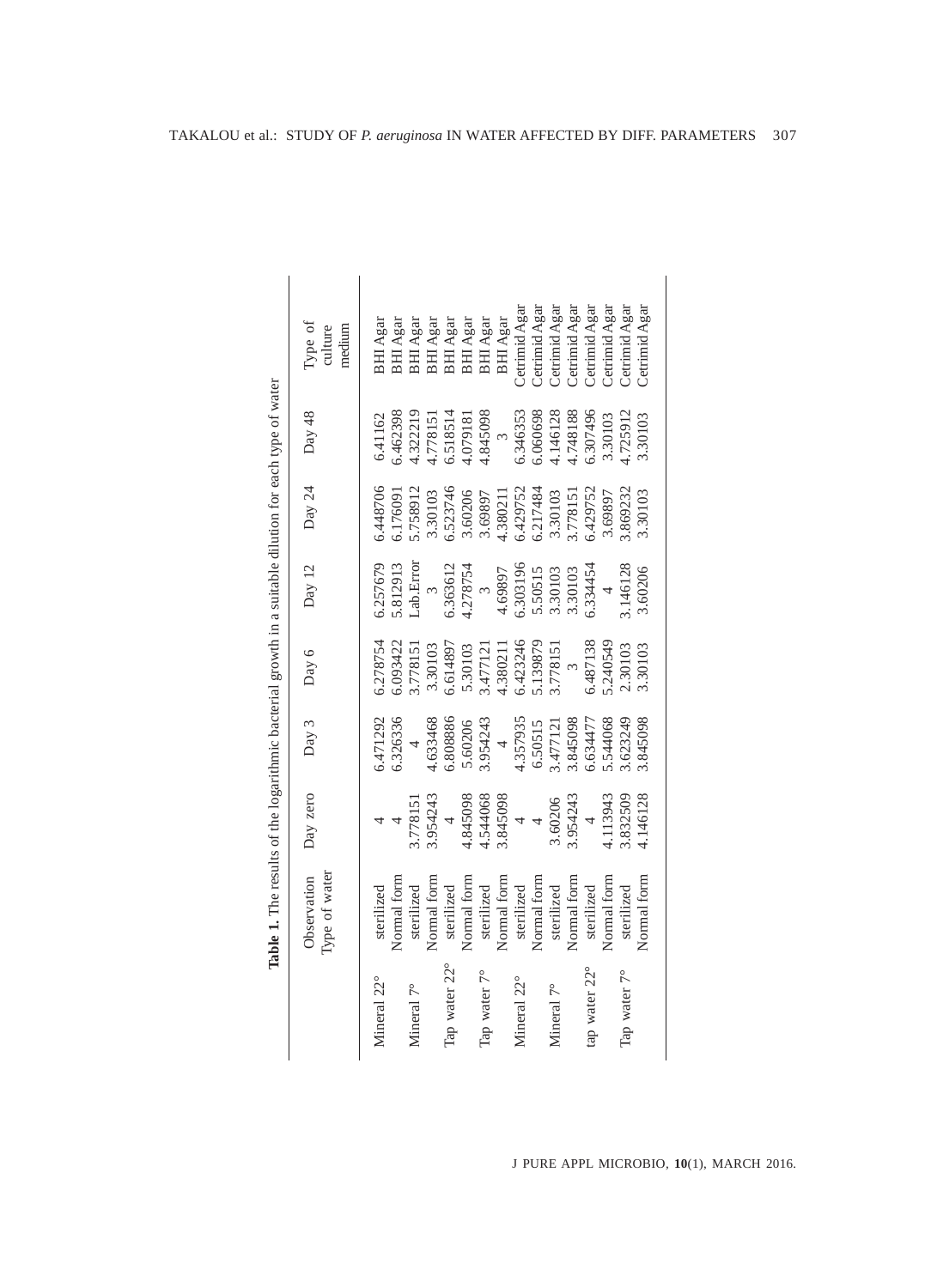**Table 1.** The results of the logarithmic bacterial growth in a suitable dilution for each type of water

| Observation Type of water | | Day zero | Day 3 | Day 6 | Day 12 | Day 24 | Day 48 | Type of culture medium |
|---|---|---|---|---|---|---|---|---|
| Mineral 22° | sterilized | 4 | 6.471292 | 6.278754 | 6.257679 | 6.448706 | 6.41162 | BHI Agar |
| | Normal form | 4 | 6.326336 | 6.093422 | 5.812913 | 6.176091 | 6.462398 | BHI Agar |
| Mineral 7° | sterilized | 3.778151 | 4 | 3.778151 | Lab.Error | 5.758912 | 4.322219 | BHI Agar |
| | Normal form | 3.954243 | 4.633468 | 3.30103 | 3 | 3.30103 | 4.778151 | BHI Agar |
| Tap water 22° | sterilized | 4 | 6.808886 | 6.614897 | 6.363612 | 6.523746 | 6.518514 | BHI Agar |
| | Normal form | 4.845098 | 5.60206 | 5.30103 | 4.278754 | 3.60206 | 4.079181 | BHI Agar |
| Tap water 7° | sterilized | 4.544068 | 3.954243 | 3.477121 | 3 | 3.69897 | 4.845098 | BHI Agar |
| | Normal form | 3.845098 | 4 | 4.380211 | 4.69897 | 4.380211 | 3 | BHI Agar |
| Mineral 22° | sterilized | 4 | 4.357935 | 6.423246 | 6.303196 | 6.429752 | 6.346353 | Cetrimid Agar |
| | Normal form | 4 | 6.50515 | 5.139879 | 5.50515 | 6.217484 | 6.060698 | Cetrimid Agar |
| Mineral 7° | sterilized | 3.60206 | 3.477121 | 3.778151 | 3.30103 | 3.30103 | 4.146128 | Cetrimid Agar |
| | Normal form | 3.954243 | 3.845098 | 3 | 3.30103 | 3.778151 | 4.748188 | Cetrimid Agar |
| tap water 22° | sterilized | 4 | 6.634477 | 6.487138 | 6.334454 | 6.429752 | 6.307496 | Cetrimid Agar |
| | Normal form | 4.113943 | 5.544068 | 5.240549 | 4 | 3.69897 | 3.30103 | Cetrimid Agar |
| Tap water 7° | sterilized | 3.832509 | 3.623249 | 2.30103 | 3.146128 | 3.869232 | 4.725912 | Cetrimid Agar |
| | Normal form | 4.146128 | 3.845098 | 3.30103 | 3.60206 | 3.30103 | 3.30103 | Cetrimid Agar |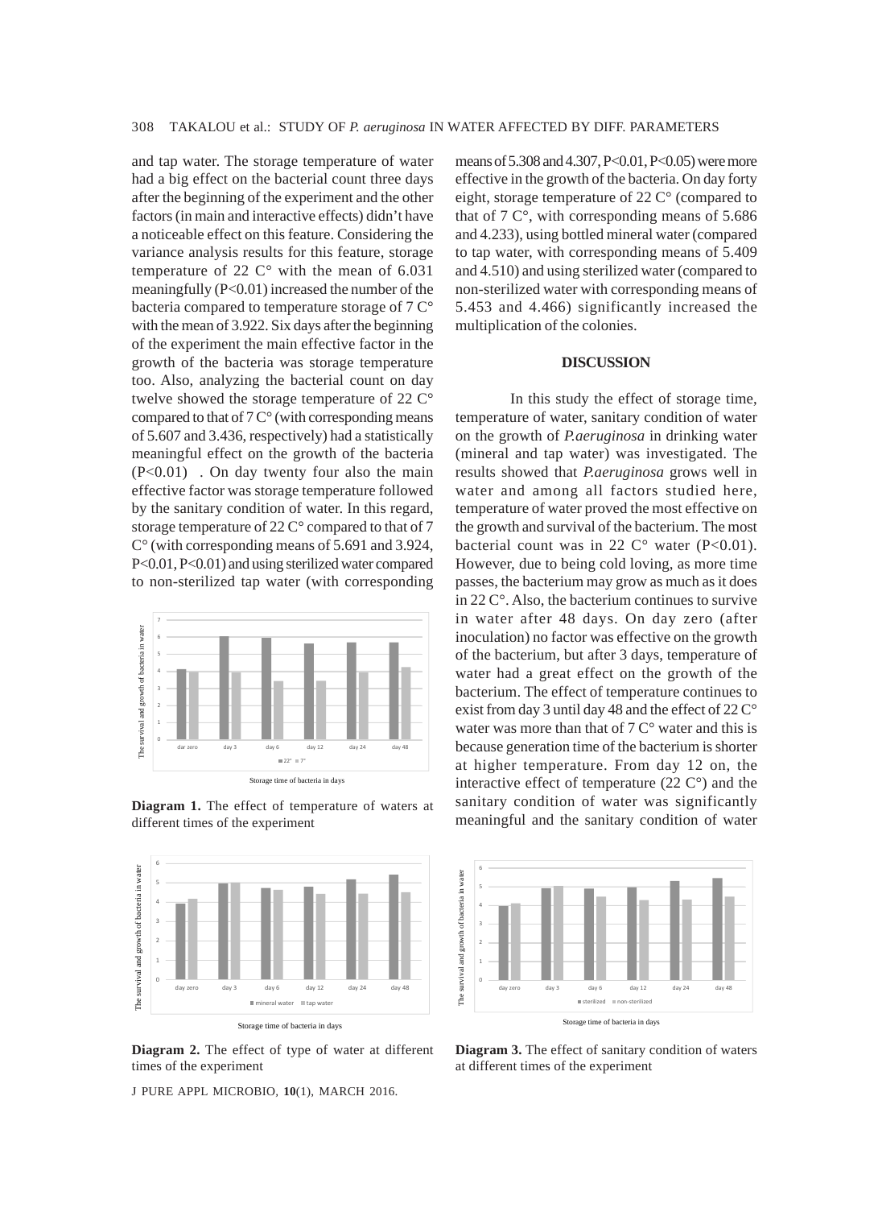and tap water. The storage temperature of water had a big effect on the bacterial count three days after the beginning of the experiment and the other factors (in main and interactive effects) didn't have a noticeable effect on this feature. Considering the variance analysis results for this feature, storage temperature of 22 C° with the mean of 6.031 meaningfully ($P<0.01$) increased the number of the bacteria compared to temperature storage of 7 C° with the mean of 3.922. Six days after the beginning of the experiment the main effective factor in the growth of the bacteria was storage temperature too. Also, analyzing the bacterial count on day twelve showed the storage temperature of 22 C° compared to that of 7 C° (with corresponding means of 5.607 and 3.436, respectively) had a statistically meaningful effect on the growth of the bacteria ($P<0.01$) . On day twenty four also the main effective factor was storage temperature followed by the sanitary condition of water. In this regard, storage temperature of 22 C° compared to that of 7 C° (with corresponding means of 5.691 and 3.924, $P<0.01$, $P<0.01$) and using sterilized water compared to non-sterilized tap water (with corresponding means of 5.308 and 4.307, $P<0.01$, $P<0.05$) were more effective in the growth of the bacteria. On day forty eight, storage temperature of 22 C° (compared to that of 7 C°, with corresponding means of 5.686 and 4.233), using bottled mineral water (compared to tap water, with corresponding means of 5.409 and 4.510) and using sterilized water (compared to non-sterilized water with corresponding means of 5.453 and 4.466) significantly increased the multiplication of the colonies.

**Diagram 1.** The effect of temperature of waters at different times of the experiment

**Diagram 2.** The effect of type of water at different times of the experiment

## DISCUSSION

In this study the effect of storage time, temperature of water, sanitary condition of water on the growth of *P.aeruginosa* in drinking water (mineral and tap water) was investigated. The results showed that *P.aeruginosa* grows well in water and among all factors studied here, temperature of water proved the most effective on the growth and survival of the bacterium. The most bacterial count was in 22 C° water ($P<0.01$). However, due to being cold loving, as more time passes, the bacterium may grow as much as it does in 22 C°. Also, the bacterium continues to survive in water after 48 days. On day zero (after inoculation) no factor was effective on the growth of the bacterium, but after 3 days, temperature of water had a great effect on the growth of the bacterium. The effect of temperature continues to exist from day 3 until day 48 and the effect of 22 C° water was more than that of 7 C° water and this is because generation time of the bacterium is shorter at higher temperature. From day 12 on, the interactive effect of temperature (22 C°) and the sanitary condition of water was significantly meaningful and the sanitary condition of water

**Diagram 3.** The effect of sanitary condition of waters at different times of the experiment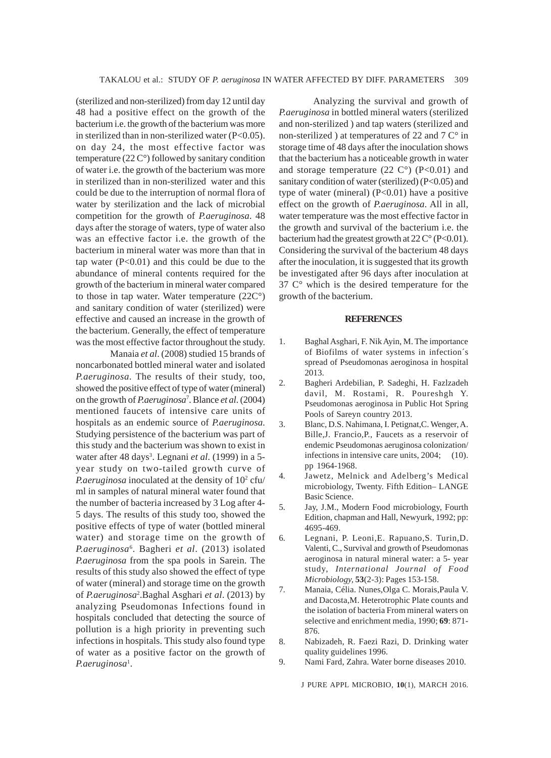(sterilized and non-sterilized) from day 12 until day 48 had a positive effect on the growth of the bacterium i.e. the growth of the bacterium was more in sterilized than in non-sterilized water ($P<0.05$). on day 24, the most effective factor was temperature (22 C°) followed by sanitary condition of water i.e. the growth of the bacterium was more in sterilized than in non-sterilized water and this could be due to the interruption of normal flora of water by sterilization and the lack of microbial competition for the growth of *P.aeruginosa*. 48 days after the storage of waters, type of water also was an effective factor i.e. the growth of the bacterium in mineral water was more than that in tap water ($P<0.01$) and this could be due to the abundance of mineral contents required for the growth of the bacterium in mineral water compared to those in tap water. Water temperature (22C°) and sanitary condition of water (sterilized) were effective and caused an increase in the growth of the bacterium. Generally, the effect of temperature was the most effective factor throughout the study.

Manaia *et al*. (2008) studied 15 brands of noncarbonated bottled mineral water and isolated *P.aeruginosa*. The results of their study, too, showed the positive effect of type of water (mineral) on the growth of *P.aeruginosa*[7]. Blance *et al*. (2004) mentioned faucets of intensive care units of hospitals as an endemic source of *P.aeruginosa*. Studying persistence of the bacterium was part of this study and the bacterium was shown to exist in water after 48 days[3]. Legnani *et al*. (1999) in a 5-year study on two-tailed growth curve of *P.aeruginosa* inoculated at the density of $10^2$ cfu/ml in samples of natural mineral water found that the number of bacteria increased by 3 Log after 4-5 days. The results of this study too, showed the positive effects of type of water (bottled mineral water) and storage time on the growth of *P.aeruginosa*[6]. Bagheri *et al*. (2013) isolated *P.aeruginosa* from the spa pools in Sarein. The results of this study also showed the effect of type of water (mineral) and storage time on the growth of *P.aeruginosa*[2].Baghal Asghari *et al*. (2013) by analyzing Pseudomonas Infections found in hospitals concluded that detecting the source of pollution is a high priority in preventing such infections in hospitals. This study also found type of water as a positive factor on the growth of *P.aeruginosa*[1].

Analyzing the survival and growth of *P.aeruginosa* in bottled mineral waters (sterilized and non-sterilized ) and tap waters (sterilized and non-sterilized ) at temperatures of 22 and 7 C° in storage time of 48 days after the inoculation shows that the bacterium has a noticeable growth in water and storage temperature (22 C°) ($P<0.01$) and sanitary condition of water (sterilized) ($P<0.05$) and type of water (mineral) ($P<0.01$) have a positive effect on the growth of *P.aeruginosa*. All in all, water temperature was the most effective factor in the growth and survival of the bacterium i.e. the bacterium had the greatest growth at 22 C° ($P<0.01$). Considering the survival of the bacterium 48 days after the inoculation, it is suggested that its growth be investigated after 96 days after inoculation at 37 C° which is the desired temperature for the growth of the bacterium.

## REFERENCES

1. Baghal Asghari, F. Nik Ayin, M. The importance of Biofilms of water systems in infection´s spread of Pseudomonas aeroginosa in hospital 2013.
2. Bagheri Ardebilian, P. Sadeghi, H. Fazlzadeh davil, M. Rostami, R. Poureshgh Y. Pseudomonas aeroginosa in Public Hot Spring Pools of Sareyn country 2013.
3. Blanc, D.S. Nahimana, I. Petignat,C. Wenger, A. Bille,J. Francio,P., Faucets as a reservoir of endemic Pseudomonas aeruginosa colonization/ infections in intensive care units, 2004; (10). pp 1964-1968.
4. Jawetz, Melnick and Adelberg's Medical microbiology, Twenty. Fifth Edition– LANGE Basic Science.
5. Jay, J.M., Modern Food microbiology, Fourth Edition, chapman and Hall, Newyurk, 1992; pp: 4695-469.
6. Legnani, P. Leoni,E. Rapuano,S. Turin,D. Valenti, C., Survival and growth of Pseudomonas aeroginosa in natural mineral water: a 5- year study, *International Journal of Food Microbiology*, **53**(2-3): Pages 153-158.
7. Manaia, Célia. Nunes,Olga C. Morais,Paula V. and Dacosta,M. Heterotrophic Plate counts and the isolation of bacteria From mineral waters on selective and enrichment media, 1990; **69**: 871-876.
8. Nabizadeh, R. Faezi Razi, D. Drinking water quality guidelines 1996.
9. Nami Fard, Zahra. Water borne diseases 2010.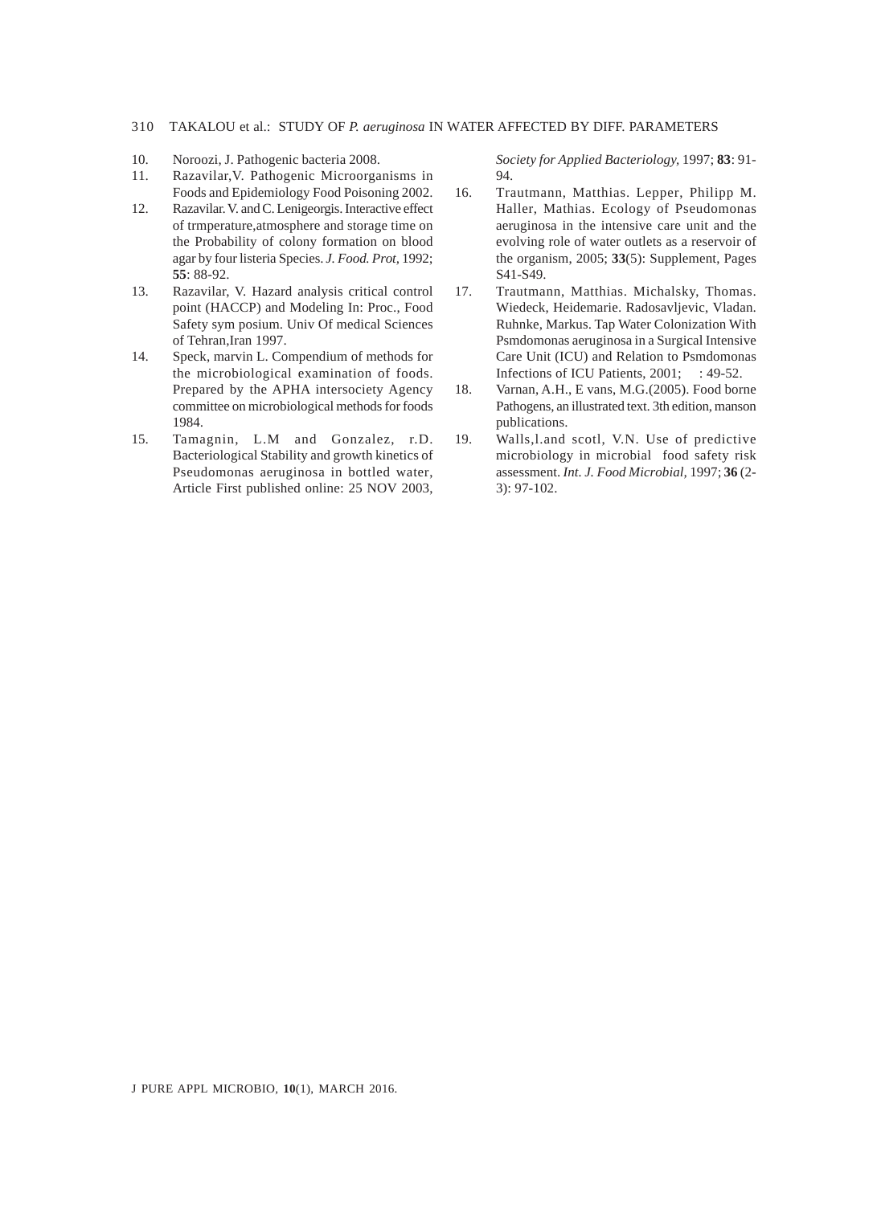10. Noroozi, J. Pathogenic bacteria 2008.
11. Razavilar,V. Pathogenic Microorganisms in Foods and Epidemiology Food Poisoning 2002.
12. Razavilar. V. and C. Lenigeorgis. Interactive effect of trmperature,atmosphere and storage time on the Probability of colony formation on blood agar by four listeria Species. *J. Food. Prot*, 1992; **55**: 88-92.
13. Razavilar, V. Hazard analysis critical control point (HACCP) and Modeling In: Proc., Food Safety sym posium. Univ Of medical Sciences of Tehran,Iran 1997.
14. Speck, marvin L. Compendium of methods for the microbiological examination of foods. Prepared by the APHA intersociety Agency committee on microbiological methods for foods 1984.
15. Tamagnin, L.M and Gonzalez, r.D. Bacteriological Stability and growth kinetics of Pseudomonas aeruginosa in bottled water, Article First published online: 25 NOV 2003, *Society for Applied Bacteriology*, 1997; **83**: 91-94.
16. Trautmann, Matthias. Lepper, Philipp M. Haller, Mathias. Ecology of Pseudomonas aeruginosa in the intensive care unit and the evolving role of water outlets as a reservoir of the organism, 2005; **33**(5): Supplement, Pages S41-S49.
17. Trautmann, Matthias. Michalsky, Thomas. Wiedeck, Heidemarie. Radosavljevic, Vladan. Ruhnke, Markus. Tap Water Colonization With Psmdomonas aeruginosa in a Surgical Intensive Care Unit (ICU) and Relation to Psmdomonas Infections of ICU Patients, 2001; : 49-52.
18. Varnan, A.H., E vans, M.G.(2005). Food borne Pathogens, an illustrated text. 3th edition, manson publications.
19. Walls,l.and scotl, V.N. Use of predictive microbiology in microbial food safety risk assessment. *Int. J. Food Microbial*, 1997; **36** (2-3): 97-102.